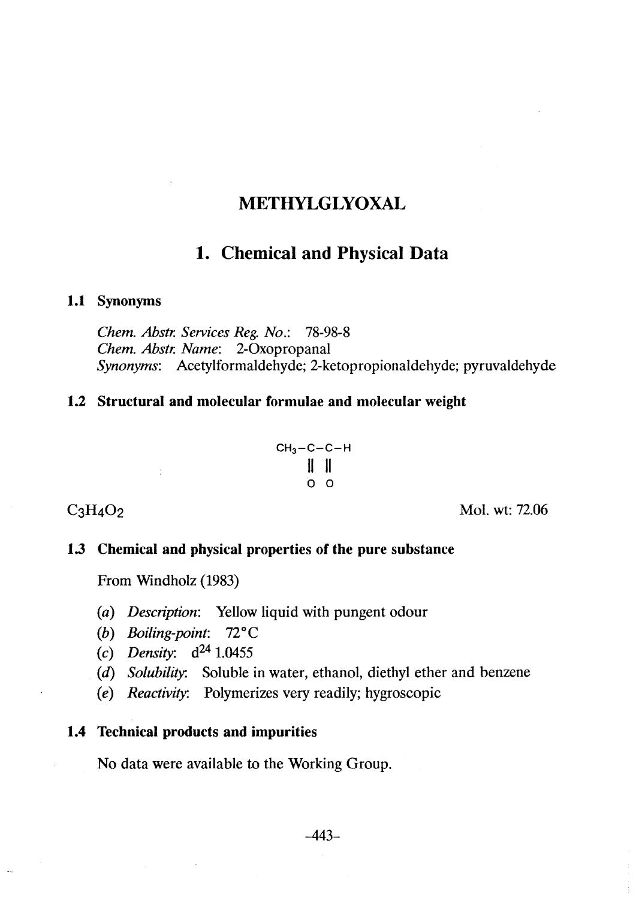# METHYLGLYOXAL

## 1. Chemical and Physical Data

### 1.1 Synonyms

*Chem. Abstr. Services Reg. No.*: 78-98-8
*Chem. Abstr. Name*: 2-Oxopropanal
*Synonyms*: Acetylformaldehyde; 2-ketopropionaldehyde; pyruvaldehyde

### 1.2 Structural and molecular formulae and molecular weight

```
CH3-C-C-H
    ‖ ‖
    O O
```

$C_3H_4O_2$ Mol. wt: 72.06

### 1.3 Chemical and physical properties of the pure substance

From Windholz (1983)

(*a*) *Description*: Yellow liquid with pungent odour
(*b*) *Boiling-point*: 72°C
(*c*) *Density*: $d^{24}$ 1.0455
(*d*) *Solubility*: Soluble in water, ethanol, diethyl ether and benzene
(*e*) *Reactivity*: Polymerizes very readily; hygroscopic

### 1.4 Technical products and impurities

No data were available to the Working Group.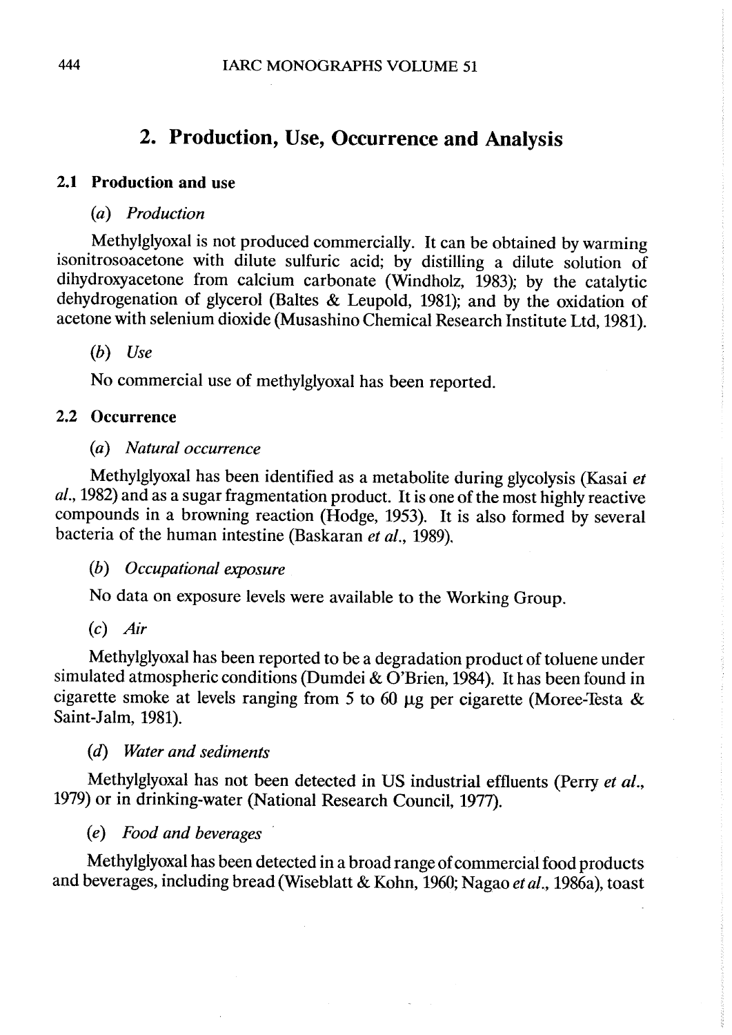## 2. Production, Use, Occurrence and Analysis

### 2.1 Production and use

*(a) Production*

Methylglyoxal is not produced commercially. It can be obtained by warming isonitrosoacetone with dilute sulfuric acid; by distilling a dilute solution of dihydroxyacetone from calcium carbonate (Windholz, 1983); by the catalytic dehydrogenation of glycerol (Baltes & Leupold, 1981); and by the oxidation of acetone with selenium dioxide (Musashino Chemical Research Institute Ltd, 1981).

*(b) Use*

No commercial use of methylglyoxal has been reported.

### 2.2 Occurrence

*(a) Natural occurrence*

Methylglyoxal has been identified as a metabolite during glycolysis (Kasai *et al.*, 1982) and as a sugar fragmentation product. It is one of the most highly reactive compounds in a browning reaction (Hodge, 1953). It is also formed by several bacteria of the human intestine (Baskaran *et al.*, 1989).

*(b) Occupational exposure*

No data on exposure levels were available to the Working Group.

*(c) Air*

Methylglyoxal has been reported to be a degradation product of toluene under simulated atmospheric conditions (Dumdei & O'Brien, 1984). It has been found in cigarette smoke at levels ranging from 5 to 60 μg per cigarette (Moree-Testa & Saint-Jalm, 1981).

*(d) Water and sediments*

Methylglyoxal has not been detected in US industrial effluents (Perry *et al.*, 1979) or in drinking-water (National Research Council, 1977).

*(e) Food and beverages*

Methylglyoxal has been detected in a broad range of commercial food products and beverages, including bread (Wiseblatt & Kohn, 1960; Nagao *et al.*, 1986a), toast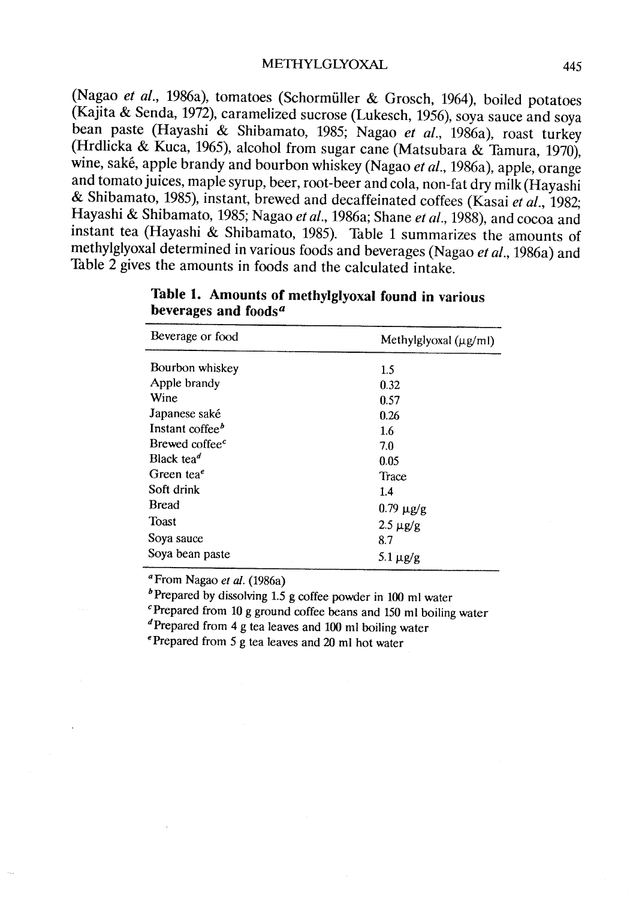(Nagao *et al.*, 1986a), tomatoes (Schormüller & Grosch, 1964), boiled potatoes (Kajita & Senda, 1972), caramelized sucrose (Lukesch, 1956), soya sauce and soya bean paste (Hayashi & Shibamato, 1985; Nagao *et al.*, 1986a), roast turkey (Hrdlicka & Kuca, 1965), alcohol from sugar cane (Matsubara & Tamura, 1970), wine, saké, apple brandy and bourbon whiskey (Nagao *et al.*, 1986a), apple, orange and tomato juices, maple syrup, beer, root-beer and cola, non-fat dry milk (Hayashi & Shibamato, 1985), instant, brewed and decaffeinated coffees (Kasai *et al.*, 1982; Hayashi & Shibamato, 1985; Nagao *et al.*, 1986a; Shane *et al.*, 1988), and cocoa and instant tea (Hayashi & Shibamato, 1985). Table 1 summarizes the amounts of methylglyoxal determined in various foods and beverages (Nagao *et al.*, 1986a) and Table 2 gives the amounts in foods and the calculated intake.

**Table 1. Amounts of methylglyoxal found in various beverages and foods[a]**

| Beverage or food | Methylglyoxal (μg/ml) |
|---|---|
| Bourbon whiskey | 1.5 |
| Apple brandy | 0.32 |
| Wine | 0.57 |
| Japanese saké | 0.26 |
| Instant coffee[b] | 1.6 |
| Brewed coffee[c] | 7.0 |
| Black tea[d] | 0.05 |
| Green tea[e] | Trace |
| Soft drink | 1.4 |
| Bread | 0.79 μg/g |
| Toast | 2.5 μg/g |
| Soya sauce | 8.7 |
| Soya bean paste | 5.1 μg/g |

[a] From Nagao *et al.* (1986a)
[b] Prepared by dissolving 1.5 g coffee powder in 100 ml water
[c] Prepared from 10 g ground coffee beans and 150 ml boiling water
[d] Prepared from 4 g tea leaves and 100 ml boiling water
[e] Prepared from 5 g tea leaves and 20 ml hot water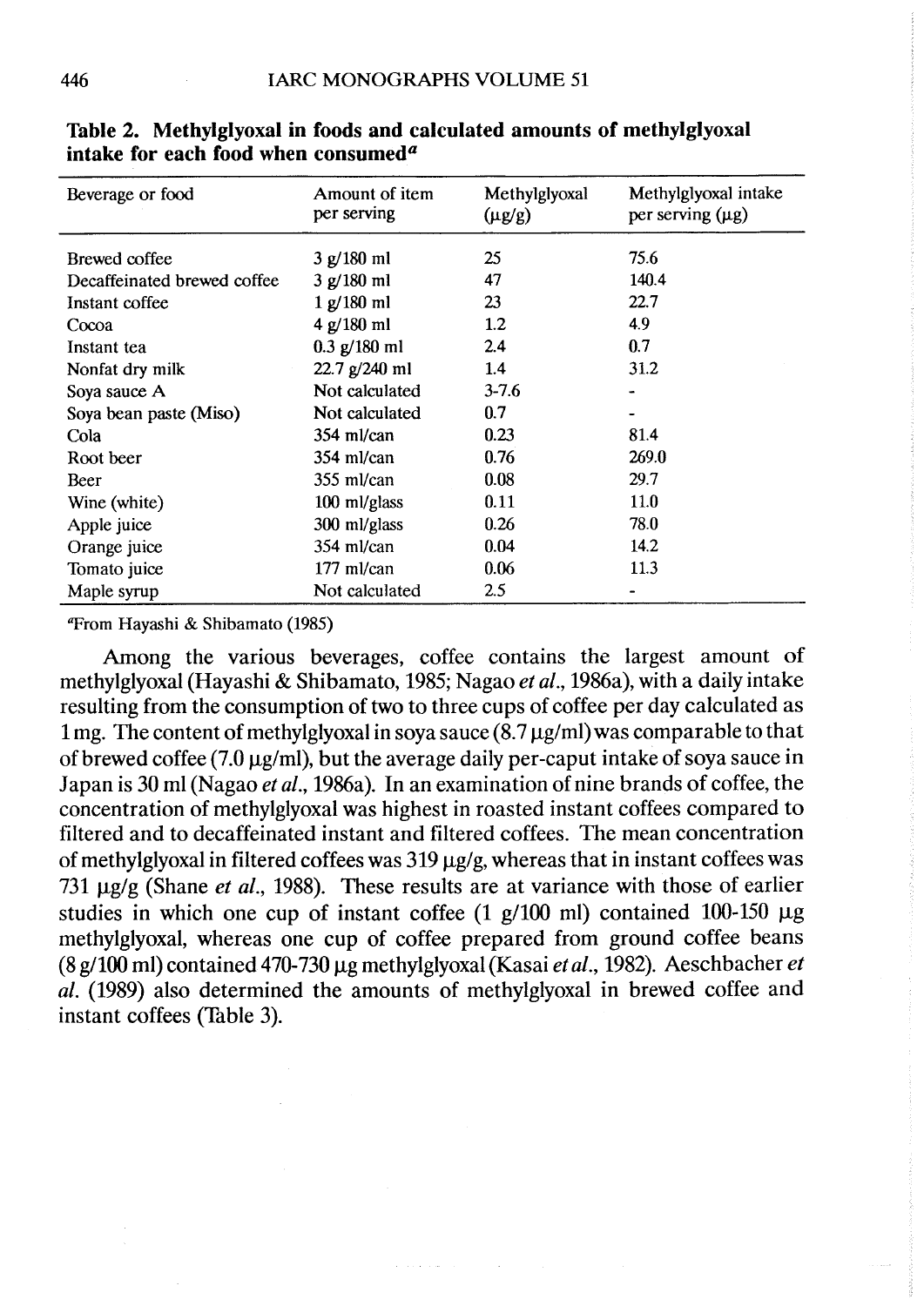**Table 2. Methylglyoxal in foods and calculated amounts of methylglyoxal intake for each food when consumed[a]**

| Beverage or food | Amount of item per serving | Methylglyoxal (μg/g) | Methylglyoxal intake per serving (μg) |
|---|---|---|---|
| Brewed coffee | 3 g/180 ml | 25 | 75.6 |
| Decaffeinated brewed coffee | 3 g/180 ml | 47 | 140.4 |
| Instant coffee | 1 g/180 ml | 23 | 22.7 |
| Cocoa | 4 g/180 ml | 1.2 | 4.9 |
| Instant tea | 0.3 g/180 ml | 2.4 | 0.7 |
| Nonfat dry milk | 22.7 g/240 ml | 1.4 | 31.2 |
| Soya sauce A | Not calculated | 3-7.6 | - |
| Soya bean paste (Miso) | Not calculated | 0.7 | - |
| Cola | 354 ml/can | 0.23 | 81.4 |
| Root beer | 354 ml/can | 0.76 | 269.0 |
| Beer | 355 ml/can | 0.08 | 29.7 |
| Wine (white) | 100 ml/glass | 0.11 | 11.0 |
| Apple juice | 300 ml/glass | 0.26 | 78.0 |
| Orange juice | 354 ml/can | 0.04 | 14.2 |
| Tomato juice | 177 ml/can | 0.06 | 11.3 |
| Maple syrup | Not calculated | 2.5 | - |

[a]From Hayashi & Shibamato (1985)

Among the various beverages, coffee contains the largest amount of methylglyoxal (Hayashi & Shibamato, 1985; Nagao *et al.*, 1986a), with a daily intake resulting from the consumption of two to three cups of coffee per day calculated as 1 mg. The content of methylglyoxal in soya sauce (8.7 μg/ml) was comparable to that of brewed coffee (7.0 μg/ml), but the average daily per-caput intake of soya sauce in Japan is 30 ml (Nagao *et al.*, 1986a). In an examination of nine brands of coffee, the concentration of methylglyoxal was highest in roasted instant coffees compared to filtered and to decaffeinated instant and filtered coffees. The mean concentration of methylglyoxal in filtered coffees was 319 μg/g, whereas that in instant coffees was 731 μg/g (Shane *et al.*, 1988). These results are at variance with those of earlier studies in which one cup of instant coffee (1 g/100 ml) contained 100-150 μg methylglyoxal, whereas one cup of coffee prepared from ground coffee beans (8 g/100 ml) contained 470-730 μg methylglyoxal (Kasai *et al.*, 1982). Aeschbacher *et al.* (1989) also determined the amounts of methylglyoxal in brewed coffee and instant coffees (Table 3).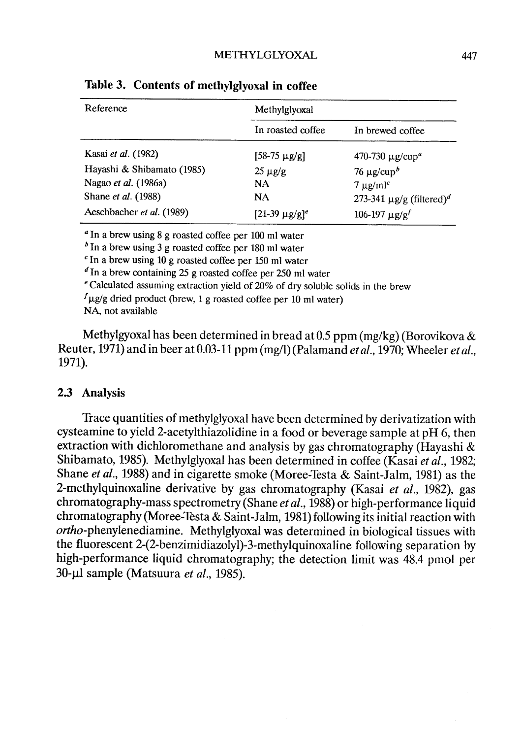**Table 3. Contents of methylglyoxal in coffee**

| Reference | Methylglyoxal | |
|---|---|---|
| | In roasted coffee | In brewed coffee |
| Kasai *et al.* (1982) | [58-75 μg/g] | 470-730 μg/cup[a] |
| Hayashi & Shibamato (1985) | 25 μg/g | 76 μg/cup[b] |
| Nagao *et al.* (1986a) | NA | 7 μg/ml[c] |
| Shane *et al.* (1988) | NA | 273-341 μg/g (filtered)[d] |
| Aeschbacher *et al.* (1989) | [21-39 μg/g][e] | 106-197 μg/g[f] |

[a] In a brew using 8 g roasted coffee per 100 ml water
[b] In a brew using 3 g roasted coffee per 180 ml water
[c] In a brew using 10 g roasted coffee per 150 ml water
[d] In a brew containing 25 g roasted coffee per 250 ml water
[e] Calculated assuming extraction yield of 20% of dry soluble solids in the brew
[f] μg/g dried product (brew, 1 g roasted coffee per 10 ml water)
NA, not available

Methylgyoxal has been determined in bread at 0.5 ppm (mg/kg) (Borovikova & Reuter, 1971) and in beer at 0.03-11 ppm (mg/l) (Palamand *et al.*, 1970; Wheeler *et al.*, 1971).

## 2.3 Analysis

Trace quantities of methylglyoxal have been determined by derivatization with cysteamine to yield 2-acetylthiazolidine in a food or beverage sample at pH 6, then extraction with dichloromethane and analysis by gas chromatography (Hayashi & Shibamato, 1985). Methylglyoxal has been determined in coffee (Kasai *et al.*, 1982; Shane *et al.*, 1988) and in cigarette smoke (Moree-Testa & Saint-Jalm, 1981) as the 2-methylquinoxaline derivative by gas chromatography (Kasai *et al.*, 1982), gas chromatography-mass spectrometry (Shane *et al.*, 1988) or high-performance liquid chromatography (Moree-Testa & Saint-Jalm, 1981) following its initial reaction with *ortho*-phenylenediamine. Methylglyoxal was determined in biological tissues with the fluorescent 2-(2-benzimidiazolyl)-3-methylquinoxaline following separation by high-performance liquid chromatography; the detection limit was 48.4 pmol per 30-μl sample (Matsuura *et al.*, 1985).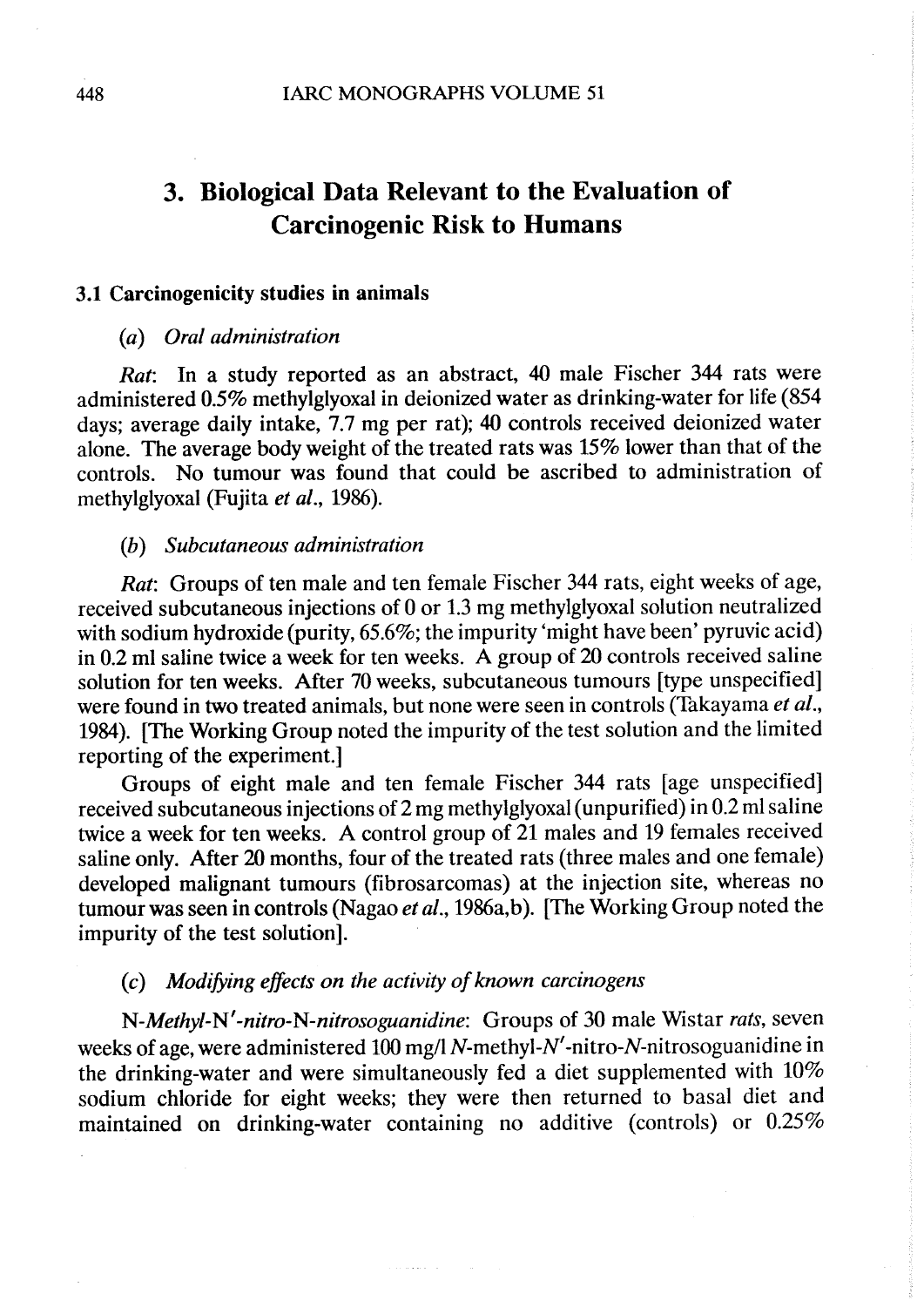# 3. Biological Data Relevant to the Evaluation of Carcinogenic Risk to Humans

## 3.1 Carcinogenicity studies in animals

### (a) Oral administration

*Rat*: In a study reported as an abstract, 40 male Fischer 344 rats were administered 0.5% methylglyoxal in deionized water as drinking-water for life (854 days; average daily intake, 7.7 mg per rat); 40 controls received deionized water alone. The average body weight of the treated rats was 15% lower than that of the controls. No tumour was found that could be ascribed to administration of methylglyoxal (Fujita *et al.*, 1986).

### (b) Subcutaneous administration

*Rat*: Groups of ten male and ten female Fischer 344 rats, eight weeks of age, received subcutaneous injections of 0 or 1.3 mg methylglyoxal solution neutralized with sodium hydroxide (purity, 65.6%; the impurity 'might have been' pyruvic acid) in 0.2 ml saline twice a week for ten weeks. A group of 20 controls received saline solution for ten weeks. After 70 weeks, subcutaneous tumours [type unspecified] were found in two treated animals, but none were seen in controls (Takayama *et al.*, 1984). [The Working Group noted the impurity of the test solution and the limited reporting of the experiment.]

Groups of eight male and ten female Fischer 344 rats [age unspecified] received subcutaneous injections of 2 mg methylglyoxal (unpurified) in 0.2 ml saline twice a week for ten weeks. A control group of 21 males and 19 females received saline only. After 20 months, four of the treated rats (three males and one female) developed malignant tumours (fibrosarcomas) at the injection site, whereas no tumour was seen in controls (Nagao *et al.*, 1986a,b). [The Working Group noted the impurity of the test solution].

### (c) Modifying effects on the activity of known carcinogens

*N-Methyl-N′-nitro-N-nitrosoguanidine*: Groups of 30 male Wistar *rats*, seven weeks of age, were administered 100 mg/l *N*-methyl-*N*′-nitro-*N*-nitrosoguanidine in the drinking-water and were simultaneously fed a diet supplemented with 10% sodium chloride for eight weeks; they were then returned to basal diet and maintained on drinking-water containing no additive (controls) or 0.25%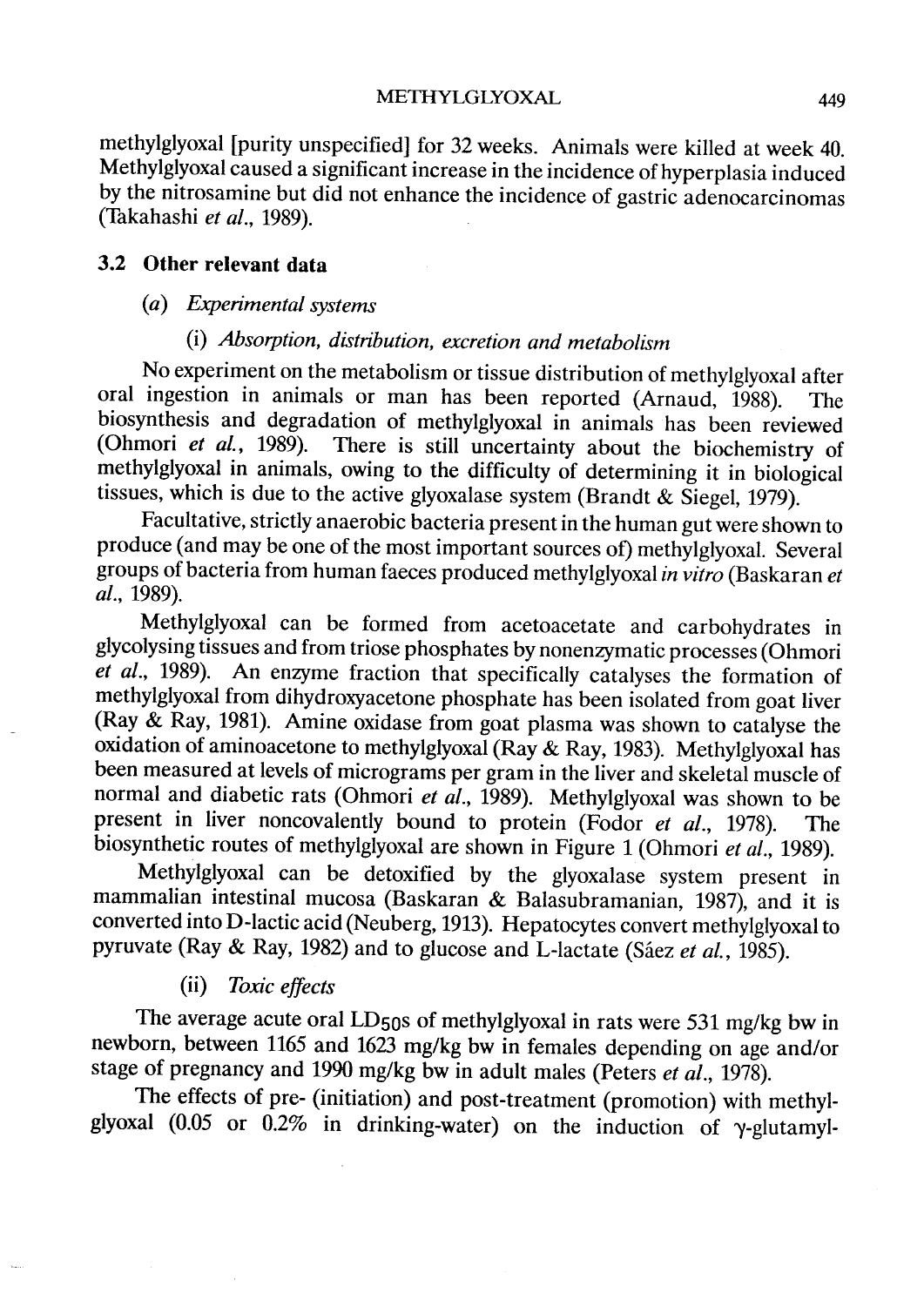methylglyoxal [purity unspecified] for 32 weeks. Animals were killed at week 40. Methylglyoxal caused a significant increase in the incidence of hyperplasia induced by the nitrosamine but did not enhance the incidence of gastric adenocarcinomas (Takahashi *et al.*, 1989).

### 3.2 Other relevant data

#### (a) *Experimental systems*

##### (i) *Absorption, distribution, excretion and metabolism*

No experiment on the metabolism or tissue distribution of methylglyoxal after oral ingestion in animals or man has been reported (Arnaud, 1988). The biosynthesis and degradation of methylglyoxal in animals has been reviewed (Ohmori *et al.*, 1989). There is still uncertainty about the biochemistry of methylglyoxal in animals, owing to the difficulty of determining it in biological tissues, which is due to the active glyoxalase system (Brandt & Siegel, 1979).

Facultative, strictly anaerobic bacteria present in the human gut were shown to produce (and may be one of the most important sources of) methylglyoxal. Several groups of bacteria from human faeces produced methylglyoxal *in vitro* (Baskaran *et al.*, 1989).

Methylglyoxal can be formed from acetoacetate and carbohydrates in glycolysing tissues and from triose phosphates by nonenzymatic processes (Ohmori *et al.*, 1989). An enzyme fraction that specifically catalyses the formation of methylglyoxal from dihydroxyacetone phosphate has been isolated from goat liver (Ray & Ray, 1981). Amine oxidase from goat plasma was shown to catalyse the oxidation of aminoacetone to methylglyoxal (Ray & Ray, 1983). Methylglyoxal has been measured at levels of micrograms per gram in the liver and skeletal muscle of normal and diabetic rats (Ohmori *et al.*, 1989). Methylglyoxal was shown to be present in liver noncovalently bound to protein (Fodor *et al.*, 1978). The biosynthetic routes of methylglyoxal are shown in Figure 1 (Ohmori *et al.*, 1989).

Methylglyoxal can be detoxified by the glyoxalase system present in mammalian intestinal mucosa (Baskaran & Balasubramanian, 1987), and it is converted into D-lactic acid (Neuberg, 1913). Hepatocytes convert methylglyoxal to pyruvate (Ray & Ray, 1982) and to glucose and L-lactate (Sáez *et al.*, 1985).

##### (ii) *Toxic effects*

The average acute oral $LD_{50}$s of methylglyoxal in rats were 531 mg/kg bw in newborn, between 1165 and 1623 mg/kg bw in females depending on age and/or stage of pregnancy and 1990 mg/kg bw in adult males (Peters *et al.*, 1978).

The effects of pre- (initiation) and post-treatment (promotion) with methylglyoxal (0.05 or 0.2% in drinking-water) on the induction of γ-glutamyl-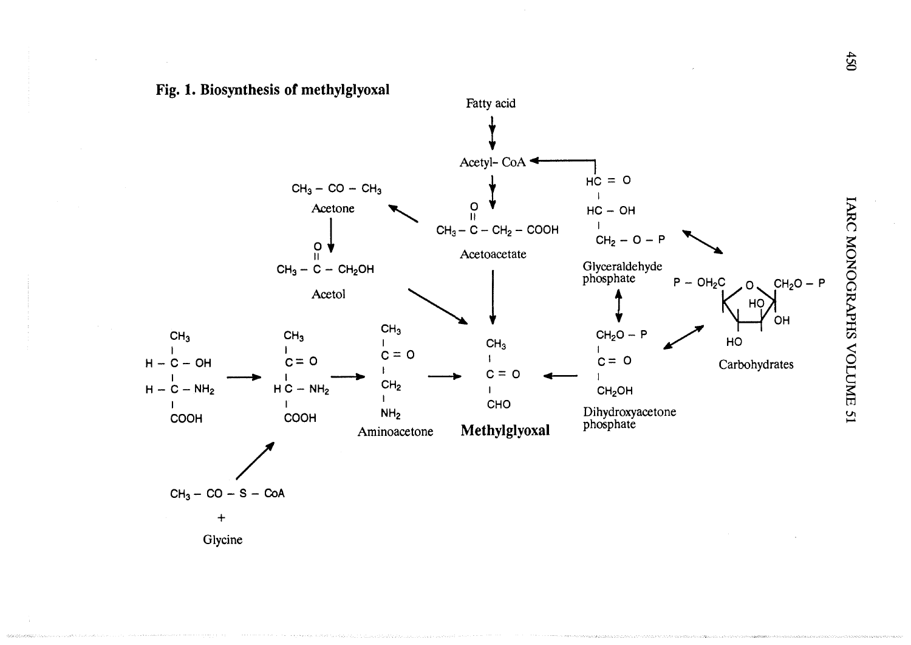**Fig. 1. Biosynthesis of methylglyoxal**

Fatty acid → Acetyl- CoA → $CH_3-CO-CH_2-COOH$ (Acetoacetate) → Methylglyoxal

Acetoacetate → $CH_3-CO-CH_3$ (Acetone) → $CH_3-CO-CH_2OH$ (Acetol) → Methylglyoxal

$HC=O$ / $HC-OH$ / $CH_2-O-P$ (Glyceraldehyde phosphate) → Acetyl- CoA

Glyceraldehyde phosphate ↔ Carbohydrates ($P-OH_2C$ … $CH_2O-P$, HO, HO, OH)

Glyceraldehyde phosphate ↔ $CH_2O-P$ / $C=O$ / $CH_2OH$ (Dihydroxyacetone phosphate)

Dihydroxyacetone phosphate ↔ Carbohydrates

Dihydroxyacetone phosphate → Methylglyoxal

$CH_3$ / $H-C-OH$ / $H-C-NH_2$ / $COOH$ → $CH_3$ / $C=O$ / $HC-NH_2$ / $COOH$ → $CH_3$ / $C=O$ / $CH_2$ / $NH_2$ (Aminoacetone) → $CH_3$ / $C=O$ / $CHO$ (**Methylglyoxal**)

$CH_3-CO-S-CoA$ + Glycine → $CH_3$ / $C=O$ / $HC-NH_2$ / $COOH$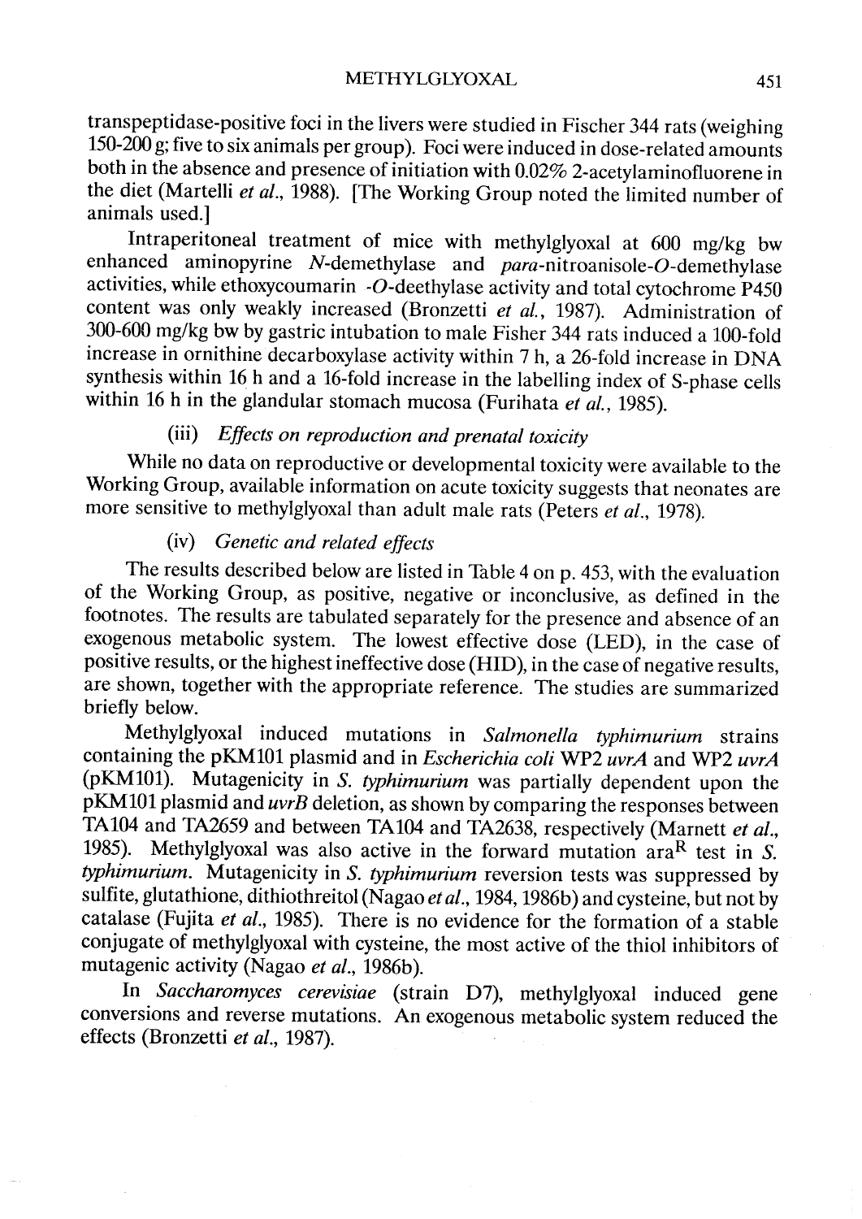transpeptidase-positive foci in the livers were studied in Fischer 344 rats (weighing 150-200 g; five to six animals per group). Foci were induced in dose-related amounts both in the absence and presence of initiation with 0.02% 2-acetylaminofluorene in the diet (Martelli *et al.*, 1988). [The Working Group noted the limited number of animals used.]

Intraperitoneal treatment of mice with methylglyoxal at 600 mg/kg bw enhanced aminopyrine *N*-demethylase and *para*-nitroanisole-*O*-demethylase activities, while ethoxycoumarin -*O*-deethylase activity and total cytochrome P450 content was only weakly increased (Bronzetti *et al.*, 1987). Administration of 300-600 mg/kg bw by gastric intubation to male Fisher 344 rats induced a 100-fold increase in ornithine decarboxylase activity within 7 h, a 26-fold increase in DNA synthesis within 16 h and a 16-fold increase in the labelling index of S-phase cells within 16 h in the glandular stomach mucosa (Furihata *et al.*, 1985).

#### (iii) *Effects on reproduction and prenatal toxicity*

While no data on reproductive or developmental toxicity were available to the Working Group, available information on acute toxicity suggests that neonates are more sensitive to methylglyoxal than adult male rats (Peters *et al.*, 1978).

#### (iv) *Genetic and related effects*

The results described below are listed in Table 4 on p. 453, with the evaluation of the Working Group, as positive, negative or inconclusive, as defined in the footnotes. The results are tabulated separately for the presence and absence of an exogenous metabolic system. The lowest effective dose (LED), in the case of positive results, or the highest ineffective dose (HID), in the case of negative results, are shown, together with the appropriate reference. The studies are summarized briefly below.

Methylglyoxal induced mutations in *Salmonella typhimurium* strains containing the pKM101 plasmid and in *Escherichia coli* WP2 *uvrA* and WP2 *uvrA* (pKM101). Mutagenicity in *S. typhimurium* was partially dependent upon the pKM101 plasmid and *uvrB* deletion, as shown by comparing the responses between TA104 and TA2659 and between TA104 and TA2638, respectively (Marnett *et al.*, 1985). Methylglyoxal was also active in the forward mutation ara$^{R}$ test in *S. typhimurium*. Mutagenicity in *S. typhimurium* reversion tests was suppressed by sulfite, glutathione, dithiothreitol (Nagao *et al.*, 1984, 1986b) and cysteine, but not by catalase (Fujita *et al.*, 1985). There is no evidence for the formation of a stable conjugate of methylglyoxal with cysteine, the most active of the thiol inhibitors of mutagenic activity (Nagao *et al.*, 1986b).

In *Saccharomyces cerevisiae* (strain D7), methylglyoxal induced gene conversions and reverse mutations. An exogenous metabolic system reduced the effects (Bronzetti *et al.*, 1987).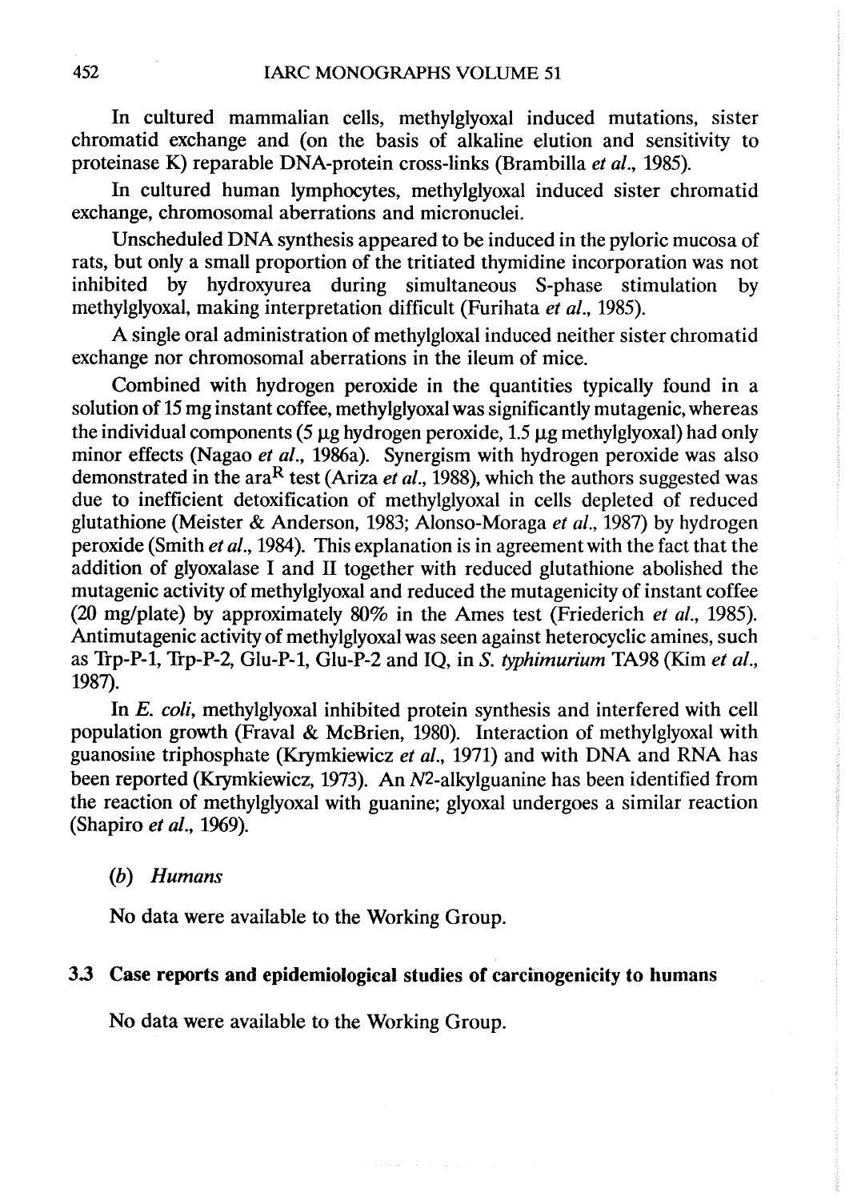In cultured mammalian cells, methylglyoxal induced mutations, sister chromatid exchange and (on the basis of alkaline elution and sensitivity to proteinase K) reparable DNA-protein cross-links (Brambilla *et al.*, 1985).

In cultured human lymphocytes, methylglyoxal induced sister chromatid exchange, chromosomal aberrations and micronuclei.

Unscheduled DNA synthesis appeared to be induced in the pyloric mucosa of rats, but only a small proportion of the tritiated thymidine incorporation was not inhibited by hydroxyurea during simultaneous S-phase stimulation by methylglyoxal, making interpretation difficult (Furihata *et al.*, 1985).

A single oral administration of methylgloxal induced neither sister chromatid exchange nor chromosomal aberrations in the ileum of mice.

Combined with hydrogen peroxide in the quantities typically found in a solution of 15 mg instant coffee, methylglyoxal was significantly mutagenic, whereas the individual components (5 μg hydrogen peroxide, 1.5 μg methylglyoxal) had only minor effects (Nagao *et al.*, 1986a). Synergism with hydrogen peroxide was also demonstrated in the ara$^{R}$ test (Ariza *et al.*, 1988), which the authors suggested was due to inefficient detoxification of methylglyoxal in cells depleted of reduced glutathione (Meister & Anderson, 1983; Alonso-Moraga *et al.*, 1987) by hydrogen peroxide (Smith *et al.*, 1984). This explanation is in agreement with the fact that the addition of glyoxalase I and II together with reduced glutathione abolished the mutagenic activity of methylglyoxal and reduced the mutagenicity of instant coffee (20 mg/plate) by approximately 80% in the Ames test (Friederich *et al.*, 1985). Antimutagenic activity of methylglyoxal was seen against heterocyclic amines, such as Trp-P-1, Trp-P-2, Glu-P-1, Glu-P-2 and IQ, in *S. typhimurium* TA98 (Kim *et al.*, 1987).

In *E. coli*, methylglyoxal inhibited protein synthesis and interfered with cell population growth (Fraval & McBrien, 1980). Interaction of methylglyoxal with guanosine triphosphate (Krymkiewicz *et al.*, 1971) and with DNA and RNA has been reported (Krymkiewicz, 1973). An *N*2-alkylguanine has been identified from the reaction of methylglyoxal with guanine; glyoxal undergoes a similar reaction (Shapiro *et al.*, 1969).

*(b) Humans*

No data were available to the Working Group.

### 3.3 Case reports and epidemiological studies of carcinogenicity to humans

No data were available to the Working Group.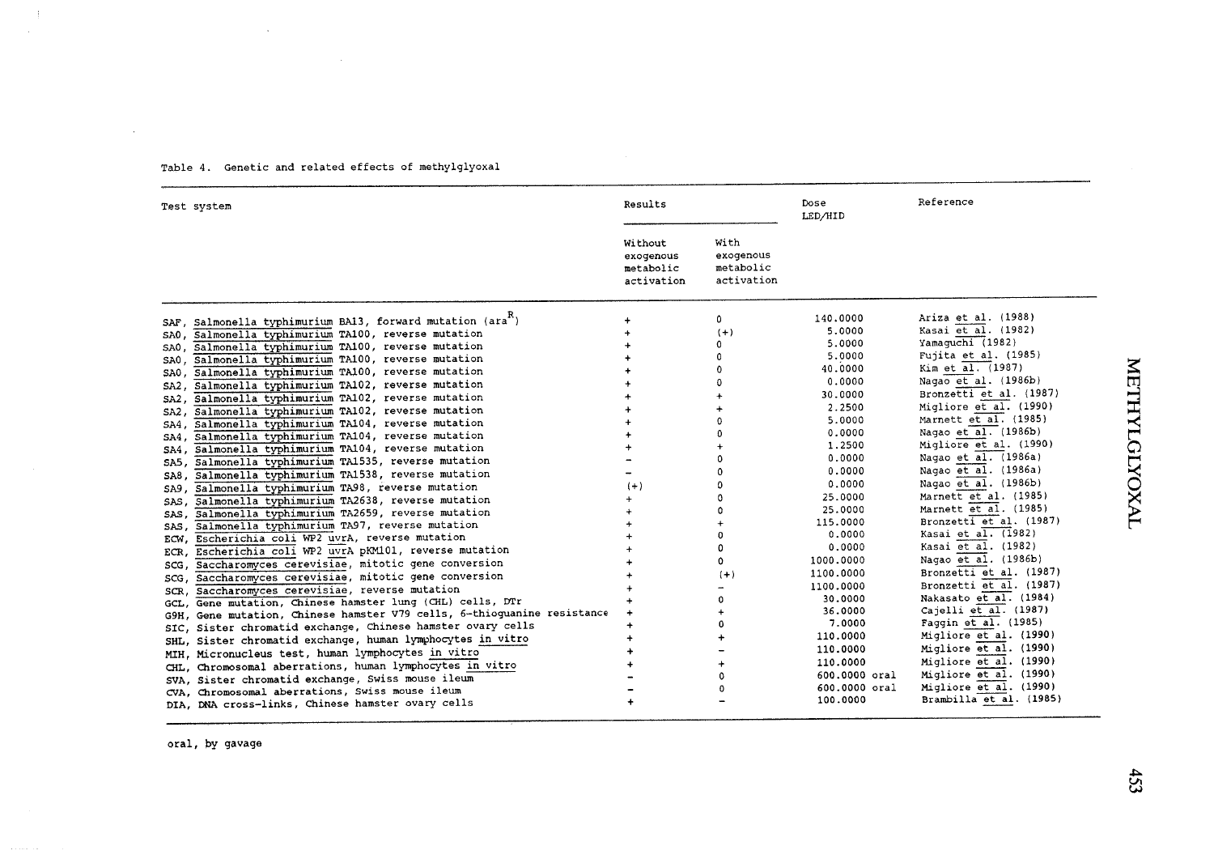Table 4. Genetic and related effects of methylglyoxal

| Test system | Results | | Dose LED/HID | Reference |
|---|---|---|---|---|
| | Without exogenous metabolic activation | With exogenous metabolic activation | | |
| SAF, *Salmonella typhimurium* BA13, forward mutation (ara[R]) | + | 0 | 140.0000 | Ariza *et al.* (1988) |
| SA0, *Salmonella typhimurium* TA100, reverse mutation | + | (+) | 5.0000 | Kasai *et al.* (1982) |
| SA0, *Salmonella typhimurium* TA100, reverse mutation | + | 0 | 5.0000 | Yamaguchi (1982) |
| SA0, *Salmonella typhimurium* TA100, reverse mutation | + | 0 | 5.0000 | Fujita *et al.* (1985) |
| SA0, *Salmonella typhimurium* TA100, reverse mutation | + | 0 | 40.0000 | Kim *et al.* (1987) |
| SA2, *Salmonella typhimurium* TA102, reverse mutation | + | 0 | 0.0000 | Nagao *et al.* (1986b) |
| SA2, *Salmonella typhimurium* TA102, reverse mutation | + | + | 30.0000 | Bronzetti *et al.* (1987) |
| SA2, *Salmonella typhimurium* TA102, reverse mutation | + | + | 2.2500 | Migliore *et al.* (1990) |
| SA4, *Salmonella typhimurium* TA104, reverse mutation | + | 0 | 5.0000 | Marnett *et al.* (1985) |
| SA4, *Salmonella typhimurium* TA104, reverse mutation | + | 0 | 0.0000 | Nagao *et al.* (1986b) |
| SA4, *Salmonella typhimurium* TA104, reverse mutation | + | + | 1.2500 | Migliore *et al.* (1990) |
| SA5, *Salmonella typhimurium* TA1535, reverse mutation | – | 0 | 0.0000 | Nagao *et al.* (1986a) |
| SA8, *Salmonella typhimurium* TA1538, reverse mutation | – | 0 | 0.0000 | Nagao *et al.* (1986a) |
| SA9, *Salmonella typhimurium* TA98, reverse mutation | (+) | 0 | 0.0000 | Nagao *et al.* (1986b) |
| SAS, *Salmonella typhimurium* TA2638, reverse mutation | + | 0 | 25.0000 | Marnett *et al.* (1985) |
| SAS, *Salmonella typhimurium* TA2659, reverse mutation | + | 0 | 25.0000 | Marnett *et al.* (1985) |
| SAS, *Salmonella typhimurium* TA97, reverse mutation | + | + | 115.0000 | Bronzetti *et al.* (1987) |
| ECW, *Escherichia coli* WP2 *uvrA*, reverse mutation | + | 0 | 0.0000 | Kasai *et al.* (1982) |
| ECR, *Escherichia coli* WP2 *uvrA* pKM101, reverse mutation | + | 0 | 0.0000 | Kasai *et al.* (1982) |
| SCG, *Saccharomyces cerevisiae*, mitotic gene conversion | + | 0 | 1000.0000 | Nagao *et al.* (1986b) |
| SCG, *Saccharomyces cerevisiae*, mitotic gene conversion | + | (+) | 1100.0000 | Bronzetti *et al.* (1987) |
| SCR, *Saccharomyces cerevisiae*, reverse mutation | + | – | 1100.0000 | Bronzetti *et al.* (1987) |
| GCL, Gene mutation, Chinese hamster lung (CHL) cells, DTr | + | 0 | 30.0000 | Nakasato *et al.* (1984) |
| G9H, Gene mutation, Chinese hamster V79 cells, 6-thioguanine resistance | + | + | 36.0000 | Cajelli *et al.* (1987) |
| SIC, Sister chromatid exchange, Chinese hamster ovary cells | + | 0 | 7.0000 | Faggin *et al.* (1985) |
| SHL, Sister chromatid exchange, human lymphocytes *in vitro* | + | + | 110.0000 | Migliore *et al.* (1990) |
| MIH, Micronucleus test, human lymphocytes *in vitro* | + | – | 110.0000 | Migliore *et al.* (1990) |
| CHL, Chromosomal aberrations, human lymphocytes *in vitro* | + | + | 110.0000 | Migliore *et al.* (1990) |
| SVA, Sister chromatid exchange, Swiss mouse ileum | – | 0 | 600.0000 oral | Migliore *et al.* (1990) |
| CVA, Chromosomal aberrations, Swiss mouse ileum | – | 0 | 600.0000 oral | Migliore *et al.* (1990) |
| DIA, DNA cross-links, Chinese hamster ovary cells | + | – | 100.0000 | Brambilla *et al.* (1985) |

oral, by gavage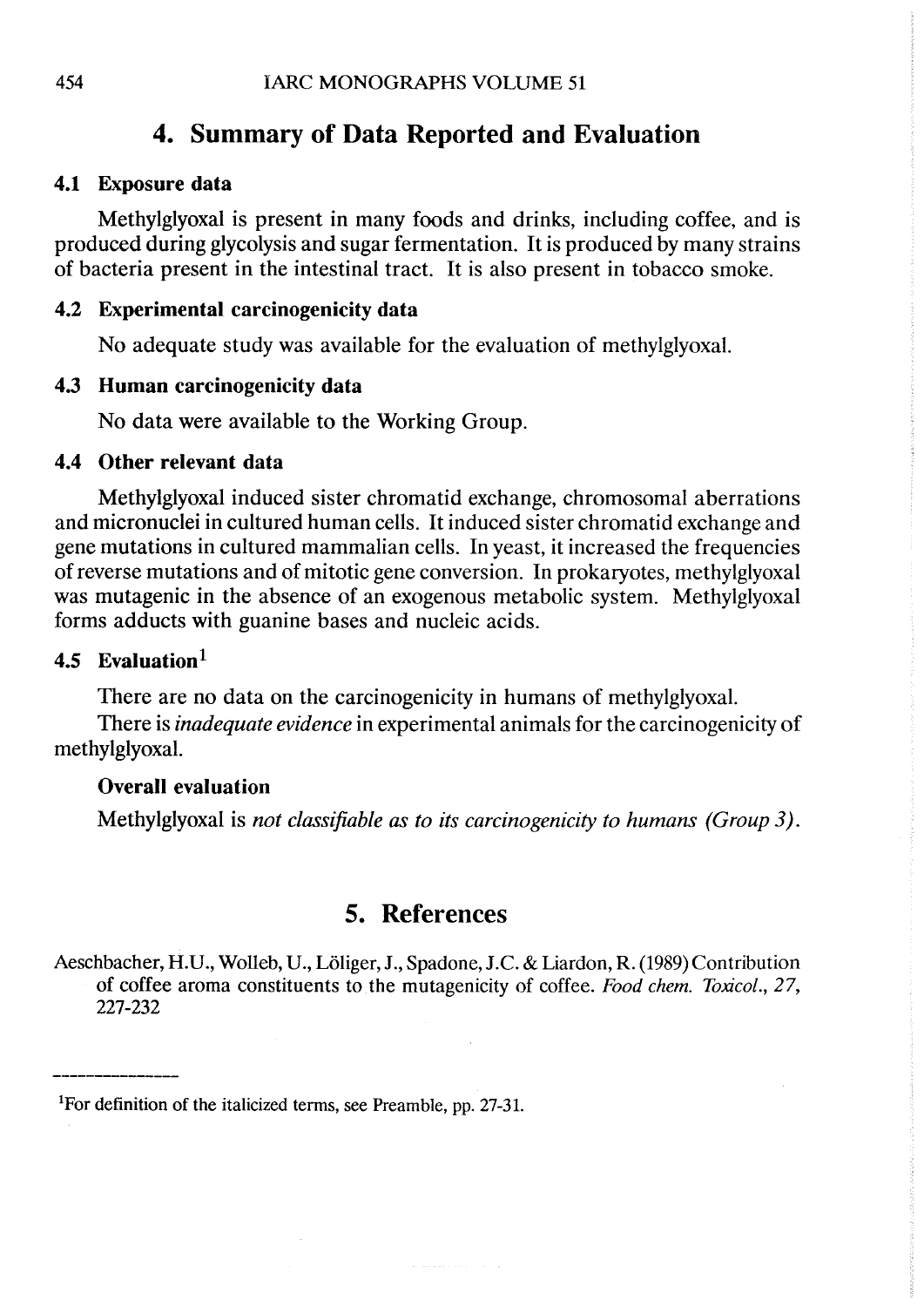# 4. Summary of Data Reported and Evaluation

### 4.1 Exposure data

Methylglyoxal is present in many foods and drinks, including coffee, and is produced during glycolysis and sugar fermentation. It is produced by many strains of bacteria present in the intestinal tract. It is also present in tobacco smoke.

### 4.2 Experimental carcinogenicity data

No adequate study was available for the evaluation of methylglyoxal.

### 4.3 Human carcinogenicity data

No data were available to the Working Group.

### 4.4 Other relevant data

Methylglyoxal induced sister chromatid exchange, chromosomal aberrations and micronuclei in cultured human cells. It induced sister chromatid exchange and gene mutations in cultured mammalian cells. In yeast, it increased the frequencies of reverse mutations and of mitotic gene conversion. In prokaryotes, methylglyoxal was mutagenic in the absence of an exogenous metabolic system. Methylglyoxal forms adducts with guanine bases and nucleic acids.

### 4.5 Evaluation[1]

There are no data on the carcinogenicity in humans of methylglyoxal.

There is *inadequate evidence* in experimental animals for the carcinogenicity of methylglyoxal.

#### Overall evaluation

Methylglyoxal is *not classifiable as to its carcinogenicity to humans (Group 3)*.

# 5. References

Aeschbacher, H.U., Wolleb, U., Löliger, J., Spadone, J.C. & Liardon, R. (1989) Contribution of coffee aroma constituents to the mutagenicity of coffee. *Food chem. Toxicol.*, *27*, 227-232

---

[1]For definition of the italicized terms, see Preamble, pp. 27-31.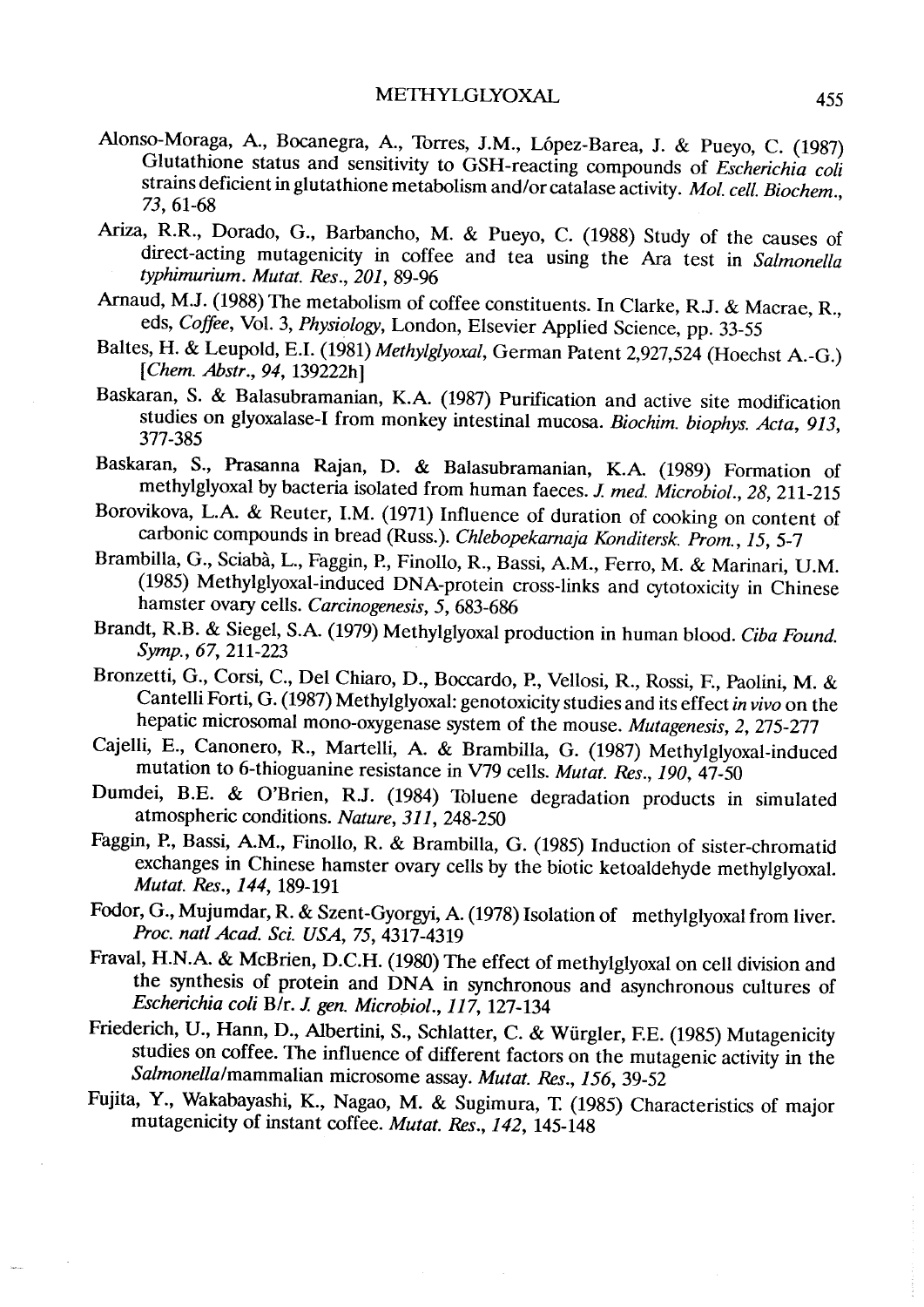Alonso-Moraga, A., Bocanegra, A., Torres, J.M., López-Barea, J. & Pueyo, C. (1987) Glutathione status and sensitivity to GSH-reacting compounds of *Escherichia coli* strains deficient in glutathione metabolism and/or catalase activity. *Mol. cell. Biochem.*, *73*, 61-68

Ariza, R.R., Dorado, G., Barbancho, M. & Pueyo, C. (1988) Study of the causes of direct-acting mutagenicity in coffee and tea using the Ara test in *Salmonella typhimurium*. *Mutat. Res.*, *201*, 89-96

Arnaud, M.J. (1988) The metabolism of coffee constituents. In Clarke, R.J. & Macrae, R., eds, *Coffee*, Vol. 3, *Physiology*, London, Elsevier Applied Science, pp. 33-55

Baltes, H. & Leupold, E.I. (1981) *Methylglyoxal*, German Patent 2,927,524 (Hoechst A.-G.) [*Chem. Abstr.*, *94*, 139222h]

Baskaran, S. & Balasubramanian, K.A. (1987) Purification and active site modification studies on glyoxalase-I from monkey intestinal mucosa. *Biochim. biophys. Acta*, *913*, 377-385

Baskaran, S., Prasanna Rajan, D. & Balasubramanian, K.A. (1989) Formation of methylglyoxal by bacteria isolated from human faeces. *J. med. Microbiol.*, *28*, 211-215

Borovikova, L.A. & Reuter, I.M. (1971) Influence of duration of cooking on content of carbonic compounds in bread (Russ.). *Chlebopekarnaja Konditersk. Prom.*, *15*, 5-7

Brambilla, G., Sciabà, L., Faggin, P., Finollo, R., Bassi, A.M., Ferro, M. & Marinari, U.M. (1985) Methylglyoxal-induced DNA-protein cross-links and cytotoxicity in Chinese hamster ovary cells. *Carcinogenesis*, *5*, 683-686

Brandt, R.B. & Siegel, S.A. (1979) Methylglyoxal production in human blood. *Ciba Found. Symp.*, *67*, 211-223

Bronzetti, G., Corsi, C., Del Chiaro, D., Boccardo, P., Vellosi, R., Rossi, F., Paolini, M. & Cantelli Forti, G. (1987) Methylglyoxal: genotoxicity studies and its effect *in vivo* on the hepatic microsomal mono-oxygenase system of the mouse. *Mutagenesis*, *2*, 275-277

Cajelli, E., Canonero, R., Martelli, A. & Brambilla, G. (1987) Methylglyoxal-induced mutation to 6-thioguanine resistance in V79 cells. *Mutat. Res.*, *190*, 47-50

Dumdei, B.E. & O'Brien, R.J. (1984) Toluene degradation products in simulated atmospheric conditions. *Nature*, *311*, 248-250

Faggin, P., Bassi, A.M., Finollo, R. & Brambilla, G. (1985) Induction of sister-chromatid exchanges in Chinese hamster ovary cells by the biotic ketoaldehyde methylglyoxal. *Mutat. Res.*, *144*, 189-191

Fodor, G., Mujumdar, R. & Szent-Gyorgyi, A. (1978) Isolation of methylglyoxal from liver. *Proc. natl Acad. Sci. USA*, *75*, 4317-4319

Fraval, H.N.A. & McBrien, D.C.H. (1980) The effect of methylglyoxal on cell division and the synthesis of protein and DNA in synchronous and asynchronous cultures of *Escherichia coli* B/r. *J. gen. Microbiol.*, *117*, 127-134

Friederich, U., Hann, D., Albertini, S., Schlatter, C. & Würgler, F.E. (1985) Mutagenicity studies on coffee. The influence of different factors on the mutagenic activity in the *Salmonella*/mammalian microsome assay. *Mutat. Res.*, *156*, 39-52

Fujita, Y., Wakabayashi, K., Nagao, M. & Sugimura, T. (1985) Characteristics of major mutagenicity of instant coffee. *Mutat. Res.*, *142*, 145-148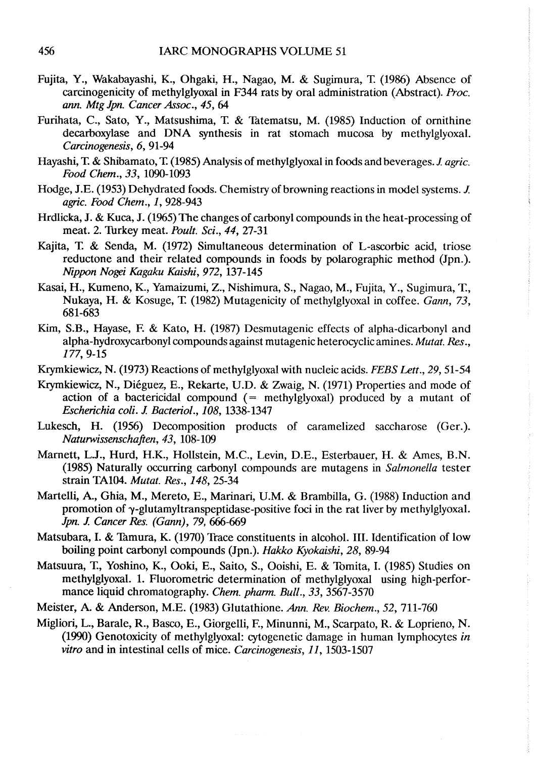Fujita, Y., Wakabayashi, K., Ohgaki, H., Nagao, M. & Sugimura, T. (1986) Absence of carcinogenicity of methylglyoxal in F344 rats by oral administration (Abstract). *Proc. ann. Mtg Jpn. Cancer Assoc.*, *45*, 64

Furihata, C., Sato, Y., Matsushima, T. & Tatematsu, M. (1985) Induction of ornithine decarboxylase and DNA synthesis in rat stomach mucosa by methylglyoxal. *Carcinogenesis*, *6*, 91-94

Hayashi, T. & Shibamato, T. (1985) Analysis of methylglyoxal in foods and beverages. *J. agric. Food Chem.*, *33*, 1090-1093

Hodge, J.E. (1953) Dehydrated foods. Chemistry of browning reactions in model systems. *J. agric. Food Chem.*, *1*, 928-943

Hrdlicka, J. & Kuca, J. (1965) The changes of carbonyl compounds in the heat-processing of meat. 2. Turkey meat. *Poult. Sci.*, *44*, 27-31

Kajita, T. & Senda, M. (1972) Simultaneous determination of L-ascorbic acid, triose reductone and their related compounds in foods by polarographic method (Jpn.). *Nippon Nogei Kagaku Kaishi*, *972*, 137-145

Kasai, H., Kumeno, K., Yamaizumi, Z., Nishimura, S., Nagao, M., Fujita, Y., Sugimura, T., Nukaya, H. & Kosuge, T. (1982) Mutagenicity of methylglyoxal in coffee. *Gann*, *73*, 681-683

Kim, S.B., Hayase, F. & Kato, H. (1987) Desmutagenic effects of alpha-dicarbonyl and alpha-hydroxycarbonyl compounds against mutagenic heterocyclic amines. *Mutat. Res.*, *177*, 9-15

Krymkiewicz, N. (1973) Reactions of methylglyoxal with nucleic acids. *FEBS Lett.*, *29*, 51-54

Krymkiewicz, N., Diéguez, E., Rekarte, U.D. & Zwaig, N. (1971) Properties and mode of action of a bactericidal compound (= methylglyoxal) produced by a mutant of *Escherichia coli*. *J. Bacteriol.*, *108*, 1338-1347

Lukesch, H. (1956) Decomposition products of caramelized saccharose (Ger.). *Naturwissenschaften*, *43*, 108-109

Marnett, L.J., Hurd, H.K., Hollstein, M.C., Levin, D.E., Esterbauer, H. & Ames, B.N. (1985) Naturally occurring carbonyl compounds are mutagens in *Salmonella* tester strain TA104. *Mutat. Res.*, *148*, 25-34

Martelli, A., Ghia, M., Mereto, E., Marinari, U.M. & Brambilla, G. (1988) Induction and promotion of $\gamma$-glutamyltranspeptidase-positive foci in the rat liver by methylglyoxal. *Jpn. J. Cancer Res. (Gann)*, *79*, 666-669

Matsubara, I. & Tamura, K. (1970) Trace constituents in alcohol. III. Identification of low boiling point carbonyl compounds (Jpn.). *Hakko Kyokaishi*, *28*, 89-94

Matsuura, T., Yoshino, K., Ooki, E., Saito, S., Ooishi, E. & Tomita, I. (1985) Studies on methylglyoxal. 1. Fluorometric determination of methylglyoxal using high-performance liquid chromatography. *Chem. pharm. Bull.*, *33*, 3567-3570

Meister, A. & Anderson, M.E. (1983) Glutathione. *Ann. Rev. Biochem.*, *52*, 711-760

Migliori, L., Barale, R., Basco, E., Giorgelli, F., Minunni, M., Scarpato, R. & Loprieno, N. (1990) Genotoxicity of methylglyoxal: cytogenetic damage in human lymphocytes *in vitro* and in intestinal cells of mice. *Carcinogenesis*, *11*, 1503-1507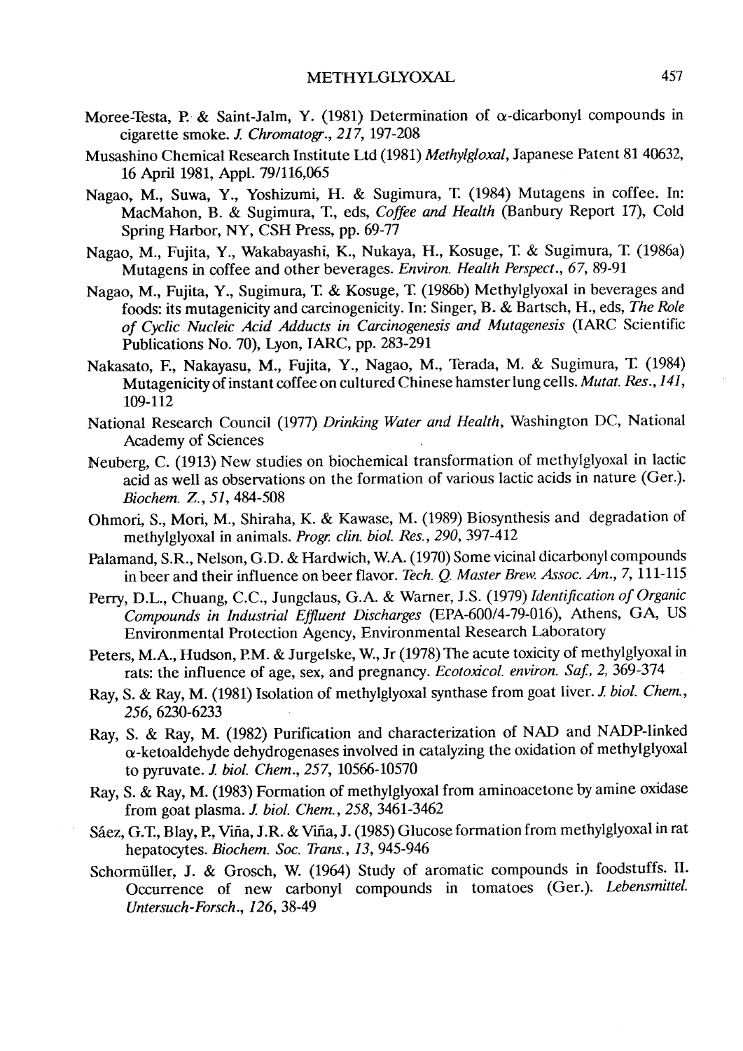Moree-Testa, P. & Saint-Jalm, Y. (1981) Determination of α-dicarbonyl compounds in cigarette smoke. *J. Chromatogr.*, *217*, 197-208

Musashino Chemical Research Institute Ltd (1981) *Methylgloxal*, Japanese Patent 81 40632, 16 April 1981, Appl. 79/116,065

Nagao, M., Suwa, Y., Yoshizumi, H. & Sugimura, T. (1984) Mutagens in coffee. In: MacMahon, B. & Sugimura, T., eds, *Coffee and Health* (Banbury Report 17), Cold Spring Harbor, NY, CSH Press, pp. 69-77

Nagao, M., Fujita, Y., Wakabayashi, K., Nukaya, H., Kosuge, T. & Sugimura, T. (1986a) Mutagens in coffee and other beverages. *Environ. Health Perspect.*, *67*, 89-91

Nagao, M., Fujita, Y., Sugimura, T. & Kosuge, T. (1986b) Methylglyoxal in beverages and foods: its mutagenicity and carcinogenicity. In: Singer, B. & Bartsch, H., eds, *The Role of Cyclic Nucleic Acid Adducts in Carcinogenesis and Mutagenesis* (IARC Scientific Publications No. 70), Lyon, IARC, pp. 283-291

Nakasato, F., Nakayasu, M., Fujita, Y., Nagao, M., Terada, M. & Sugimura, T. (1984) Mutagenicity of instant coffee on cultured Chinese hamster lung cells. *Mutat. Res.*, *141*, 109-112

National Research Council (1977) *Drinking Water and Health*, Washington DC, National Academy of Sciences

Neuberg, C. (1913) New studies on biochemical transformation of methylglyoxal in lactic acid as well as observations on the formation of various lactic acids in nature (Ger.). *Biochem. Z.*, *51*, 484-508

Ohmori, S., Mori, M., Shiraha, K. & Kawase, M. (1989) Biosynthesis and degradation of methylglyoxal in animals. *Progr. clin. biol. Res.*, *290*, 397-412

Palamand, S.R., Nelson, G.D. & Hardwich, W.A. (1970) Some vicinal dicarbonyl compounds in beer and their influence on beer flavor. *Tech. Q. Master Brew. Assoc. Am.*, *7*, 111-115

Perry, D.L., Chuang, C.C., Jungclaus, G.A. & Warner, J.S. (1979) *Identification of Organic Compounds in Industrial Effluent Discharges* (EPA-600/4-79-016), Athens, GA, US Environmental Protection Agency, Environmental Research Laboratory

Peters, M.A., Hudson, P.M. & Jurgelske, W., Jr (1978) The acute toxicity of methylglyoxal in rats: the influence of age, sex, and pregnancy. *Ecotoxicol. environ. Saf.*, *2*, 369-374

Ray, S. & Ray, M. (1981) Isolation of methylglyoxal synthase from goat liver. *J. biol. Chem.*, *256*, 6230-6233

Ray, S. & Ray, M. (1982) Purification and characterization of NAD and NADP-linked α-ketoaldehyde dehydrogenases involved in catalyzing the oxidation of methylglyoxal to pyruvate. *J. biol. Chem.*, *257*, 10566-10570

Ray, S. & Ray, M. (1983) Formation of methylglyoxal from aminoacetone by amine oxidase from goat plasma. *J. biol. Chem.*, *258*, 3461-3462

Sáez, G.T., Blay, P., Viña, J.R. & Viña, J. (1985) Glucose formation from methylglyoxal in rat hepatocytes. *Biochem. Soc. Trans.*, *13*, 945-946

Schormüller, J. & Grosch, W. (1964) Study of aromatic compounds in foodstuffs. II. Occurrence of new carbonyl compounds in tomatoes (Ger.). *Lebensmittel. Untersuch-Forsch.*, *126*, 38-49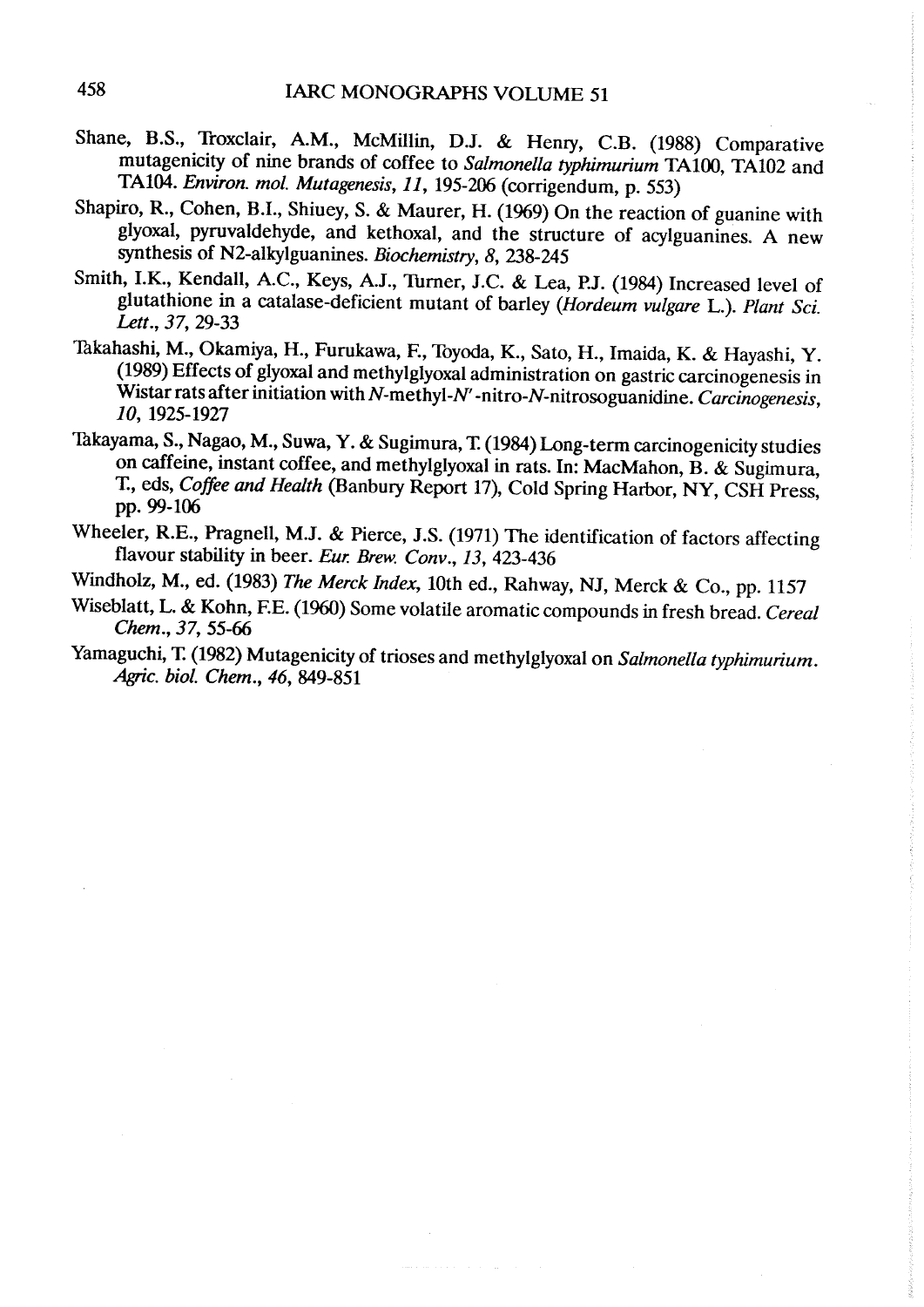Shane, B.S., Troxclair, A.M., McMillin, D.J. & Henry, C.B. (1988) Comparative mutagenicity of nine brands of coffee to *Salmonella typhimurium* TA100, TA102 and TA104. *Environ. mol. Mutagenesis*, *11*, 195-206 (corrigendum, p. 553)

Shapiro, R., Cohen, B.I., Shiuey, S. & Maurer, H. (1969) On the reaction of guanine with glyoxal, pyruvaldehyde, and kethoxal, and the structure of acylguanines. A new synthesis of N2-alkylguanines. *Biochemistry*, *8*, 238-245

Smith, I.K., Kendall, A.C., Keys, A.J., Turner, J.C. & Lea, P.J. (1984) Increased level of glutathione in a catalase-deficient mutant of barley (*Hordeum vulgare* L.). *Plant Sci. Lett.*, *37*, 29-33

Takahashi, M., Okamiya, H., Furukawa, F., Toyoda, K., Sato, H., Imaida, K. & Hayashi, Y. (1989) Effects of glyoxal and methylglyoxal administration on gastric carcinogenesis in Wistar rats after initiation with *N*-methyl-*N'*-nitro-*N*-nitrosoguanidine. *Carcinogenesis*, *10*, 1925-1927

Takayama, S., Nagao, M., Suwa, Y. & Sugimura, T. (1984) Long-term carcinogenicity studies on caffeine, instant coffee, and methylglyoxal in rats. In: MacMahon, B. & Sugimura, T., eds, *Coffee and Health* (Banbury Report 17), Cold Spring Harbor, NY, CSH Press, pp. 99-106

Wheeler, R.E., Pragnell, M.J. & Pierce, J.S. (1971) The identification of factors affecting flavour stability in beer. *Eur. Brew. Conv.*, *13*, 423-436

Windholz, M., ed. (1983) *The Merck Index*, 10th ed., Rahway, NJ, Merck & Co., pp. 1157

Wiseblatt, L. & Kohn, F.E. (1960) Some volatile aromatic compounds in fresh bread. *Cereal Chem.*, *37*, 55-66

Yamaguchi, T. (1982) Mutagenicity of trioses and methylglyoxal on *Salmonella typhimurium*. *Agric. biol. Chem.*, *46*, 849-851